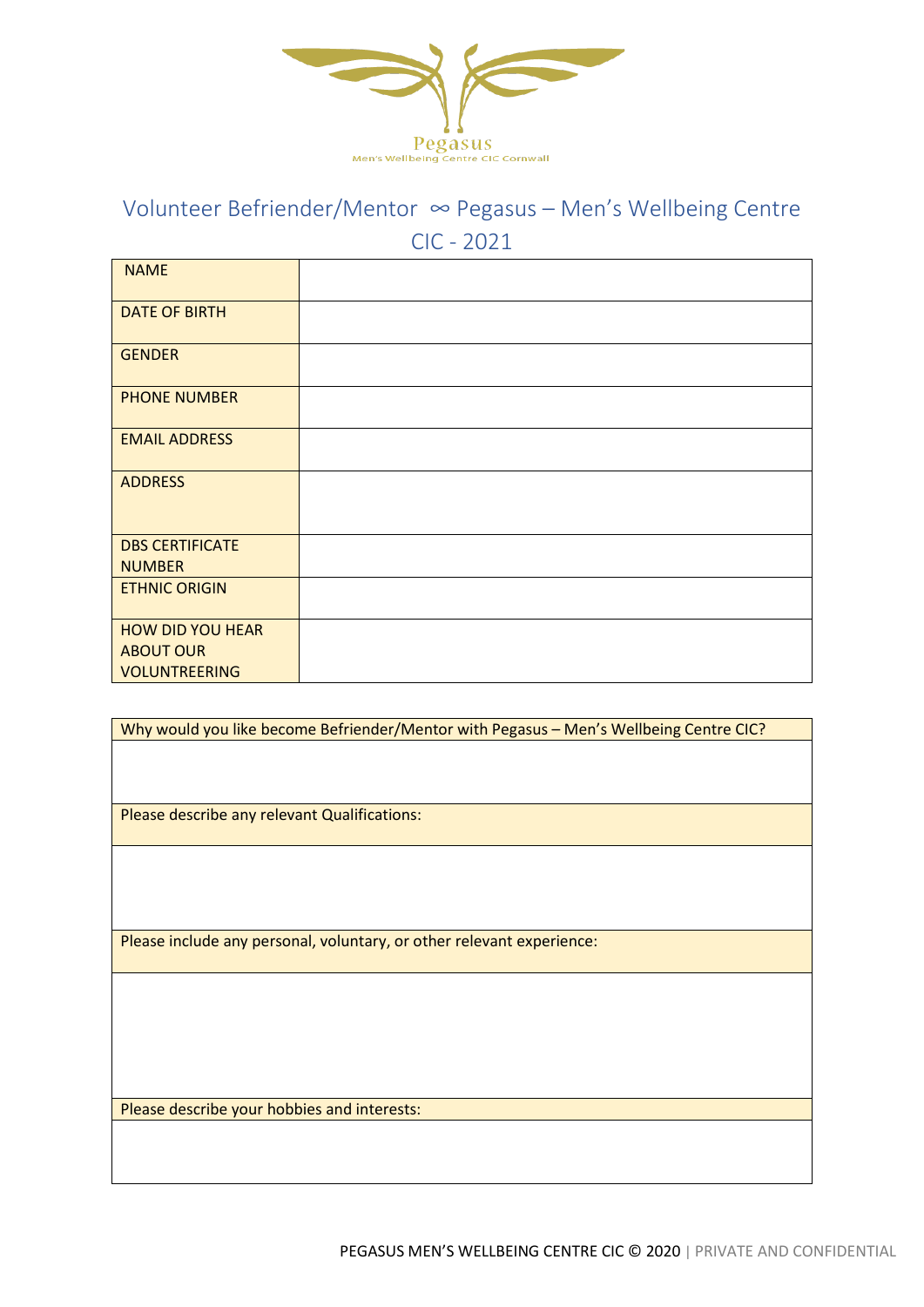Pegasus
Men's Wellbeing Centre CIC Cornwall

# Volunteer Befriender/Mentor ∞ Pegasus – Men's Wellbeing Centre CIC - 2021

| NAME | |
|---|---|
| DATE OF BIRTH | |
| GENDER | |
| PHONE NUMBER | |
| EMAIL ADDRESS | |
| ADDRESS | |
| DBS CERTIFICATE NUMBER | |
| ETHNIC ORIGIN | |
| HOW DID YOU HEAR ABOUT OUR VOLUNTREERING | |

| Why would you like become Befriender/Mentor with Pegasus – Men's Wellbeing Centre CIC? |
|---|
| |
| Please describe any relevant Qualifications: |
| |
| Please include any personal, voluntary, or other relevant experience: |
| |
| Please describe your hobbies and interests: |
| |

PEGASUS MEN'S WELLBEING CENTRE CIC © 2020 | PRIVATE AND CONFIDENTIAL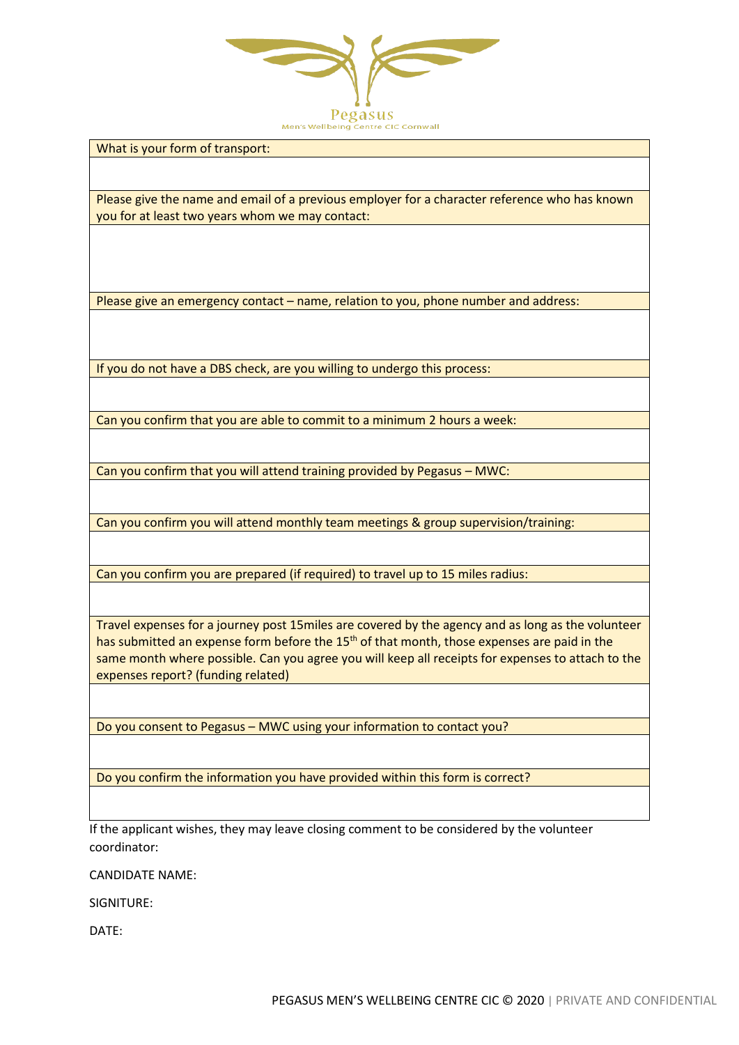Pegasus

Men's Wellbeing Centre CIC Cornwall

| What is your form of transport: |
| --- |
| |
| Please give the name and email of a previous employer for a character reference who has known you for at least two years whom we may contact: |
| |
| Please give an emergency contact – name, relation to you, phone number and address: |
| |
| If you do not have a DBS check, are you willing to undergo this process: |
| |
| Can you confirm that you are able to commit to a minimum 2 hours a week: |
| |
| Can you confirm that you will attend training provided by Pegasus – MWC: |
| |
| Can you confirm you will attend monthly team meetings & group supervision/training: |
| |
| Can you confirm you are prepared (if required) to travel up to 15 miles radius: |
| |
| Travel expenses for a journey post 15miles are covered by the agency and as long as the volunteer has submitted an expense form before the 15th of that month, those expenses are paid in the same month where possible. Can you agree you will keep all receipts for expenses to attach to the expenses report? (funding related) |
| |
| Do you consent to Pegasus – MWC using your information to contact you? |
| |
| Do you confirm the information you have provided within this form is correct? |
| |

If the applicant wishes, they may leave closing comment to be considered by the volunteer coordinator:

CANDIDATE NAME:

SIGNITURE:

DATE:

PEGASUS MEN'S WELLBEING CENTRE CIC © 2020 | PRIVATE AND CONFIDENTIAL